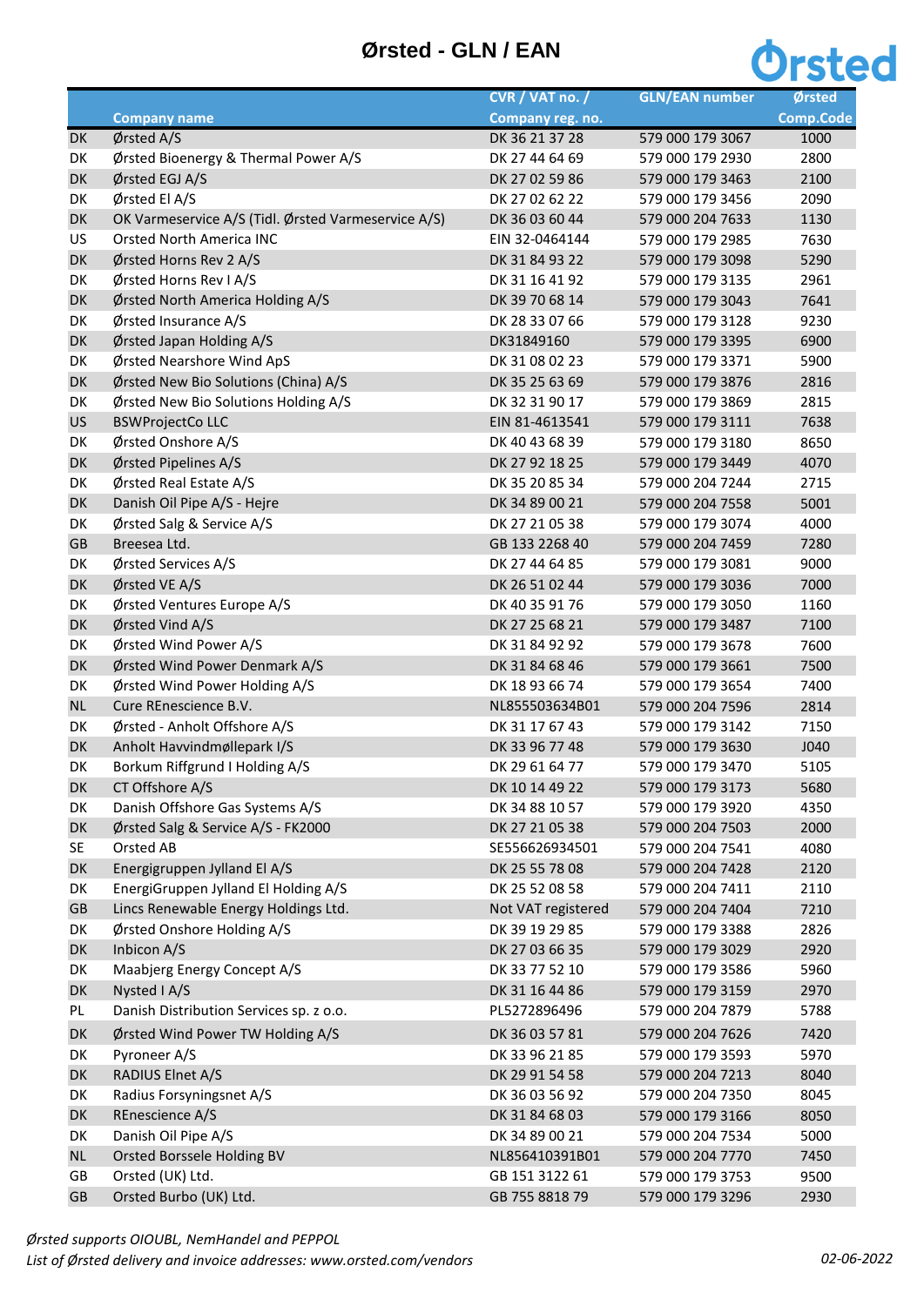# Ørsted - GLN / EAN

| | Company name | CVR / VAT no. / Company reg. no. | GLN/EAN number | Ørsted Comp.Code |
|---|---|---|---|---|
| DK | Ørsted A/S | DK 36 21 37 28 | 579 000 179 3067 | 1000 |
| DK | Ørsted Bioenergy & Thermal Power A/S | DK 27 44 64 69 | 579 000 179 2930 | 2800 |
| DK | Ørsted EGJ A/S | DK 27 02 59 86 | 579 000 179 3463 | 2100 |
| DK | Ørsted El A/S | DK 27 02 62 22 | 579 000 179 3456 | 2090 |
| DK | OK Varmeservice A/S (Tidl. Ørsted Varmeservice A/S) | DK 36 03 60 44 | 579 000 204 7633 | 1130 |
| US | Orsted North America INC | EIN 32-0464144 | 579 000 179 2985 | 7630 |
| DK | Ørsted Horns Rev 2 A/S | DK 31 84 93 22 | 579 000 179 3098 | 5290 |
| DK | Ørsted Horns Rev I A/S | DK 31 16 41 92 | 579 000 179 3135 | 2961 |
| DK | Ørsted North America Holding A/S | DK 39 70 68 14 | 579 000 179 3043 | 7641 |
| DK | Ørsted Insurance A/S | DK 28 33 07 66 | 579 000 179 3128 | 9230 |
| DK | Ørsted Japan Holding A/S | DK31849160 | 579 000 179 3395 | 6900 |
| DK | Ørsted Nearshore Wind ApS | DK 31 08 02 23 | 579 000 179 3371 | 5900 |
| DK | Ørsted New Bio Solutions (China) A/S | DK 35 25 63 69 | 579 000 179 3876 | 2816 |
| DK | Ørsted New Bio Solutions Holding A/S | DK 32 31 90 17 | 579 000 179 3869 | 2815 |
| US | BSWProjectCo LLC | EIN 81-4613541 | 579 000 179 3111 | 7638 |
| DK | Ørsted Onshore A/S | DK 40 43 68 39 | 579 000 179 3180 | 8650 |
| DK | Ørsted Pipelines A/S | DK 27 92 18 25 | 579 000 179 3449 | 4070 |
| DK | Ørsted Real Estate A/S | DK 35 20 85 34 | 579 000 204 7244 | 2715 |
| DK | Danish Oil Pipe A/S - Hejre | DK 34 89 00 21 | 579 000 204 7558 | 5001 |
| DK | Ørsted Salg & Service A/S | DK 27 21 05 38 | 579 000 179 3074 | 4000 |
| GB | Breesea Ltd. | GB 133 2268 40 | 579 000 204 7459 | 7280 |
| DK | Ørsted Services A/S | DK 27 44 64 85 | 579 000 179 3081 | 9000 |
| DK | Ørsted VE A/S | DK 26 51 02 44 | 579 000 179 3036 | 7000 |
| DK | Ørsted Ventures Europe A/S | DK 40 35 91 76 | 579 000 179 3050 | 1160 |
| DK | Ørsted Vind A/S | DK 27 25 68 21 | 579 000 179 3487 | 7100 |
| DK | Ørsted Wind Power A/S | DK 31 84 92 92 | 579 000 179 3678 | 7600 |
| DK | Ørsted Wind Power Denmark A/S | DK 31 84 68 46 | 579 000 179 3661 | 7500 |
| DK | Ørsted Wind Power Holding A/S | DK 18 93 66 74 | 579 000 179 3654 | 7400 |
| NL | Cure REnescience B.V. | NL855503634B01 | 579 000 204 7596 | 2814 |
| DK | Ørsted - Anholt Offshore A/S | DK 31 17 67 43 | 579 000 179 3142 | 7150 |
| DK | Anholt Havvindmøllepark I/S | DK 33 96 77 48 | 579 000 179 3630 | J040 |
| DK | Borkum Riffgrund I Holding A/S | DK 29 61 64 77 | 579 000 179 3470 | 5105 |
| DK | CT Offshore A/S | DK 10 14 49 22 | 579 000 179 3173 | 5680 |
| DK | Danish Offshore Gas Systems A/S | DK 34 88 10 57 | 579 000 179 3920 | 4350 |
| DK | Ørsted Salg & Service A/S - FK2000 | DK 27 21 05 38 | 579 000 204 7503 | 2000 |
| SE | Orsted AB | SE556626934501 | 579 000 204 7541 | 4080 |
| DK | Energigruppen Jylland El A/S | DK 25 55 78 08 | 579 000 204 7428 | 2120 |
| DK | EnergiGruppen Jylland El Holding A/S | DK 25 52 08 58 | 579 000 204 7411 | 2110 |
| GB | Lincs Renewable Energy Holdings Ltd. | Not VAT registered | 579 000 204 7404 | 7210 |
| DK | Ørsted Onshore Holding A/S | DK 39 19 29 85 | 579 000 179 3388 | 2826 |
| DK | Inbicon A/S | DK 27 03 66 35 | 579 000 179 3029 | 2920 |
| DK | Maabjerg Energy Concept A/S | DK 33 77 52 10 | 579 000 179 3586 | 5960 |
| DK | Nysted I A/S | DK 31 16 44 86 | 579 000 179 3159 | 2970 |
| PL | Danish Distribution Services sp. z o.o. | PL5272896496 | 579 000 204 7879 | 5788 |
| DK | Ørsted Wind Power TW Holding A/S | DK 36 03 57 81 | 579 000 204 7626 | 7420 |
| DK | Pyroneer A/S | DK 33 96 21 85 | 579 000 179 3593 | 5970 |
| DK | RADIUS Elnet A/S | DK 29 91 54 58 | 579 000 204 7213 | 8040 |
| DK | Radius Forsyningsnet A/S | DK 36 03 56 92 | 579 000 204 7350 | 8045 |
| DK | REnescience A/S | DK 31 84 68 03 | 579 000 179 3166 | 8050 |
| DK | Danish Oil Pipe A/S | DK 34 89 00 21 | 579 000 204 7534 | 5000 |
| NL | Orsted Borssele Holding BV | NL856410391B01 | 579 000 204 7770 | 7450 |
| GB | Orsted (UK) Ltd. | GB 151 3122 61 | 579 000 179 3753 | 9500 |
| GB | Orsted Burbo (UK) Ltd. | GB 755 8818 79 | 579 000 179 3296 | 2930 |

*Ørsted supports OIOUBL, NemHandel and PEPPOL*

*List of Ørsted delivery and invoice addresses: www.orsted.com/vendors*

*02-06-2022*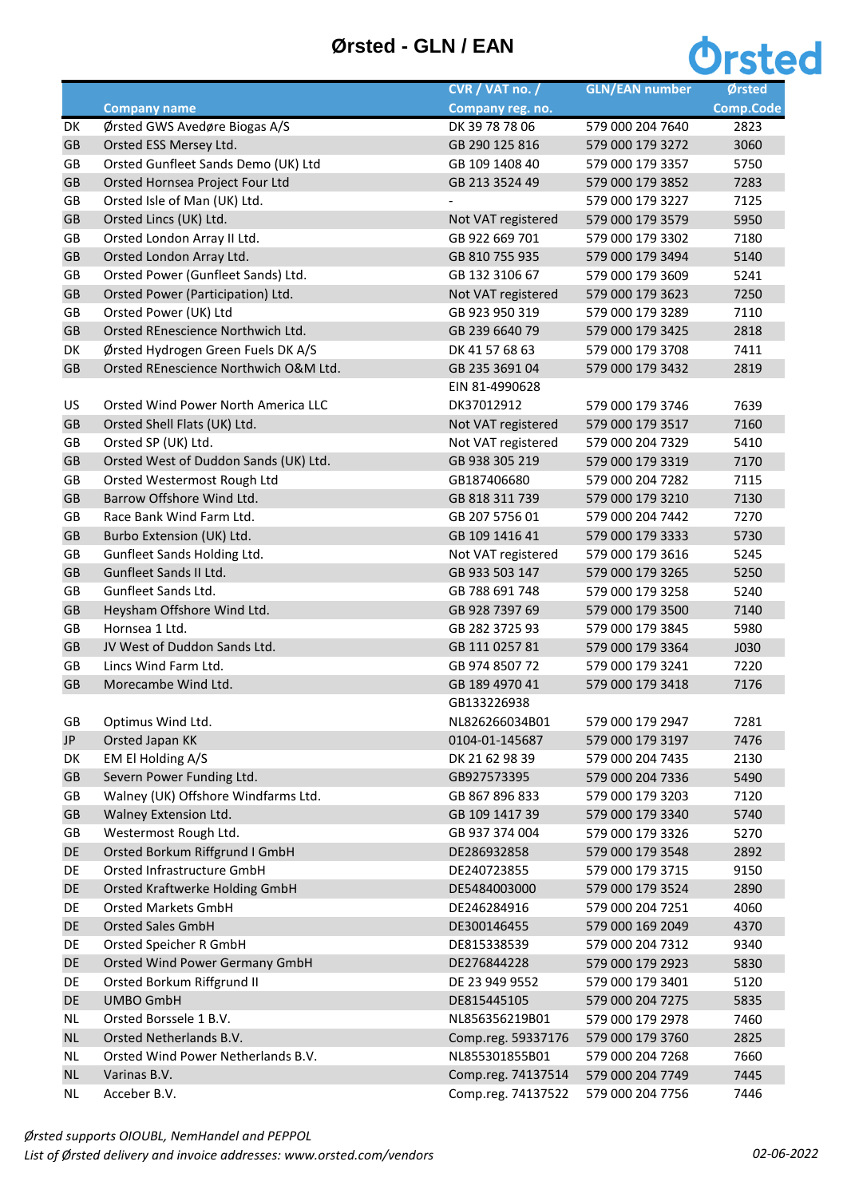# Ørsted - GLN / EAN

| | Company name | CVR / VAT no. / Company reg. no. | GLN/EAN number | Ørsted Comp.Code |
|---|---|---|---|---|
| DK | Ørsted GWS Avedøre Biogas A/S | DK 39 78 78 06 | 579 000 204 7640 | 2823 |
| GB | Orsted ESS Mersey Ltd. | GB 290 125 816 | 579 000 179 3272 | 3060 |
| GB | Orsted Gunfleet Sands Demo (UK) Ltd | GB 109 1408 40 | 579 000 179 3357 | 5750 |
| GB | Orsted Hornsea Project Four Ltd | GB 213 3524 49 | 579 000 179 3852 | 7283 |
| GB | Orsted Isle of Man (UK) Ltd. | - | 579 000 179 3227 | 7125 |
| GB | Orsted Lincs (UK) Ltd. | Not VAT registered | 579 000 179 3579 | 5950 |
| GB | Orsted London Array II Ltd. | GB 922 669 701 | 579 000 179 3302 | 7180 |
| GB | Orsted London Array Ltd. | GB 810 755 935 | 579 000 179 3494 | 5140 |
| GB | Orsted Power (Gunfleet Sands) Ltd. | GB 132 3106 67 | 579 000 179 3609 | 5241 |
| GB | Orsted Power (Participation) Ltd. | Not VAT registered | 579 000 179 3623 | 7250 |
| GB | Orsted Power (UK) Ltd | GB 923 950 319 | 579 000 179 3289 | 7110 |
| GB | Orsted REnescience Northwich Ltd. | GB 239 6640 79 | 579 000 179 3425 | 2818 |
| DK | Ørsted Hydrogen Green Fuels DK A/S | DK 41 57 68 63 | 579 000 179 3708 | 7411 |
| GB | Orsted REnescience Northwich O&M Ltd. | GB 235 3691 04 | 579 000 179 3432 | 2819 |
| US | Orsted Wind Power North America LLC | EIN 81-4990628 DK37012912 | 579 000 179 3746 | 7639 |
| GB | Orsted Shell Flats (UK) Ltd. | Not VAT registered | 579 000 179 3517 | 7160 |
| GB | Orsted SP (UK) Ltd. | Not VAT registered | 579 000 204 7329 | 5410 |
| GB | Orsted West of Duddon Sands (UK) Ltd. | GB 938 305 219 | 579 000 179 3319 | 7170 |
| GB | Orsted Westermost Rough Ltd | GB187406680 | 579 000 204 7282 | 7115 |
| GB | Barrow Offshore Wind Ltd. | GB 818 311 739 | 579 000 179 3210 | 7130 |
| GB | Race Bank Wind Farm Ltd. | GB 207 5756 01 | 579 000 204 7442 | 7270 |
| GB | Burbo Extension (UK) Ltd. | GB 109 1416 41 | 579 000 179 3333 | 5730 |
| GB | Gunfleet Sands Holding Ltd. | Not VAT registered | 579 000 179 3616 | 5245 |
| GB | Gunfleet Sands II Ltd. | GB 933 503 147 | 579 000 179 3265 | 5250 |
| GB | Gunfleet Sands Ltd. | GB 788 691 748 | 579 000 179 3258 | 5240 |
| GB | Heysham Offshore Wind Ltd. | GB 928 7397 69 | 579 000 179 3500 | 7140 |
| GB | Hornsea 1 Ltd. | GB 282 3725 93 | 579 000 179 3845 | 5980 |
| GB | JV West of Duddon Sands Ltd. | GB 111 0257 81 | 579 000 179 3364 | J030 |
| GB | Lincs Wind Farm Ltd. | GB 974 8507 72 | 579 000 179 3241 | 7220 |
| GB | Morecambe Wind Ltd. | GB 189 4970 41 | 579 000 179 3418 | 7176 |
| GB | Optimus Wind Ltd. | GB133226938 NL826266034B01 | 579 000 179 2947 | 7281 |
| JP | Orsted Japan KK | 0104-01-145687 | 579 000 179 3197 | 7476 |
| DK | EM El Holding A/S | DK 21 62 98 39 | 579 000 204 7435 | 2130 |
| GB | Severn Power Funding Ltd. | GB927573395 | 579 000 204 7336 | 5490 |
| GB | Walney (UK) Offshore Windfarms Ltd. | GB 867 896 833 | 579 000 179 3203 | 7120 |
| GB | Walney Extension Ltd. | GB 109 1417 39 | 579 000 179 3340 | 5740 |
| GB | Westermost Rough Ltd. | GB 937 374 004 | 579 000 179 3326 | 5270 |
| DE | Orsted Borkum Riffgrund I GmbH | DE286932858 | 579 000 179 3548 | 2892 |
| DE | Orsted Infrastructure GmbH | DE240723855 | 579 000 179 3715 | 9150 |
| DE | Orsted Kraftwerke Holding GmbH | DE5484003000 | 579 000 179 3524 | 2890 |
| DE | Orsted Markets GmbH | DE246284916 | 579 000 204 7251 | 4060 |
| DE | Orsted Sales GmbH | DE300146455 | 579 000 169 2049 | 4370 |
| DE | Orsted Speicher R GmbH | DE815338539 | 579 000 204 7312 | 9340 |
| DE | Orsted Wind Power Germany GmbH | DE276844228 | 579 000 179 2923 | 5830 |
| DE | Orsted Borkum Riffgrund II | DE 23 949 9552 | 579 000 179 3401 | 5120 |
| DE | UMBO GmbH | DE815445105 | 579 000 204 7275 | 5835 |
| NL | Orsted Borssele 1 B.V. | NL856356219B01 | 579 000 179 2978 | 7460 |
| NL | Orsted Netherlands B.V. | Comp.reg. 59337176 | 579 000 179 3760 | 2825 |
| NL | Orsted Wind Power Netherlands B.V. | NL855301855B01 | 579 000 204 7268 | 7660 |
| NL | Varinas B.V. | Comp.reg. 74137514 | 579 000 204 7749 | 7445 |
| NL | Acceber B.V. | Comp.reg. 74137522 | 579 000 204 7756 | 7446 |

*Ørsted supports OIOUBL, NemHandel and PEPPOL*

*List of Ørsted delivery and invoice addresses: www.orsted.com/vendors*

*02-06-2022*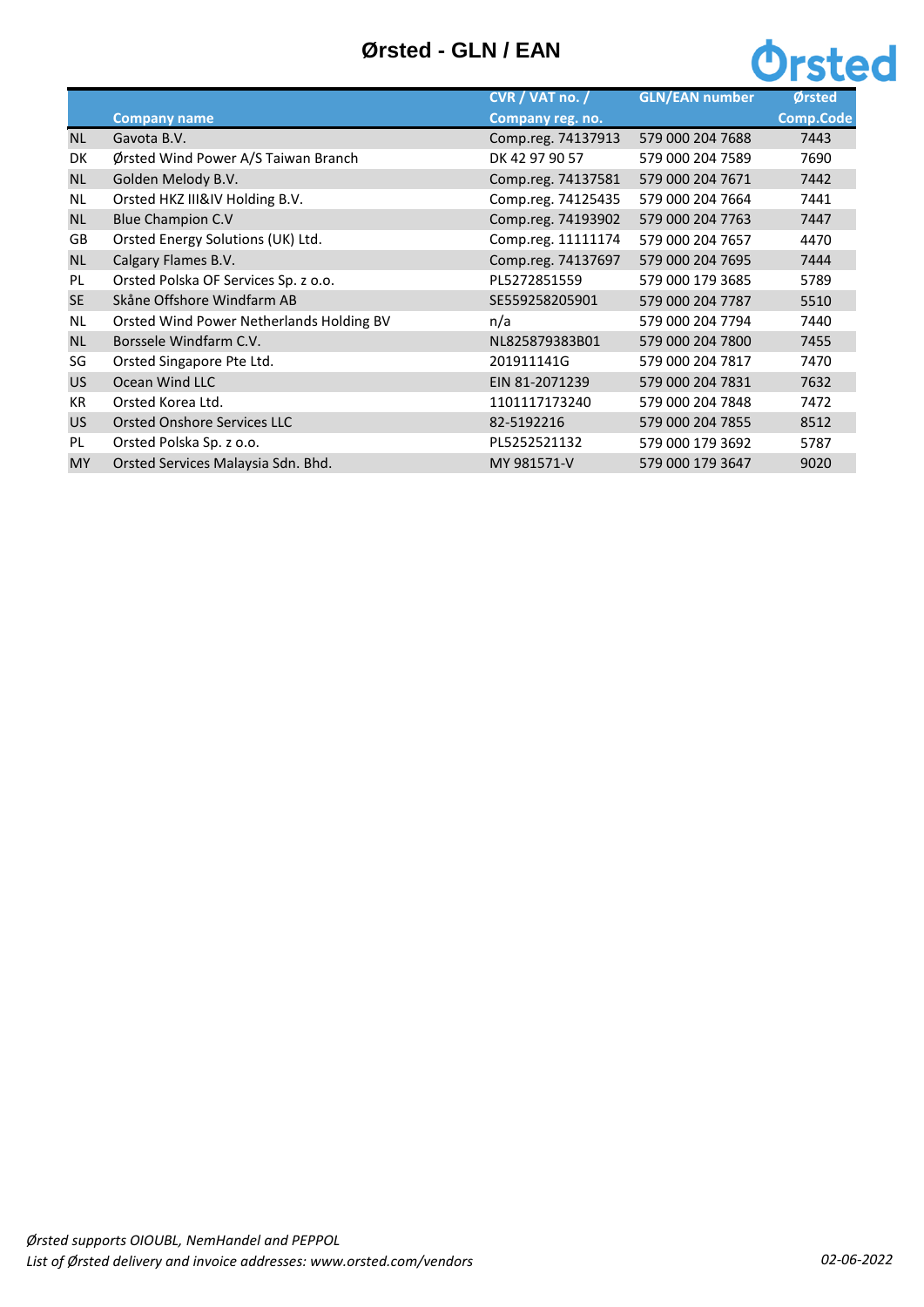# Ørsted - GLN / EAN

| | Company name | CVR / VAT no. / Company reg. no. | GLN/EAN number | Ørsted Comp.Code |
|---|---|---|---|---|
| NL | Gavota B.V. | Comp.reg. 74137913 | 579 000 204 7688 | 7443 |
| DK | Ørsted Wind Power A/S Taiwan Branch | DK 42 97 90 57 | 579 000 204 7589 | 7690 |
| NL | Golden Melody B.V. | Comp.reg. 74137581 | 579 000 204 7671 | 7442 |
| NL | Orsted HKZ III&IV Holding B.V. | Comp.reg. 74125435 | 579 000 204 7664 | 7441 |
| NL | Blue Champion C.V | Comp.reg. 74193902 | 579 000 204 7763 | 7447 |
| GB | Orsted Energy Solutions (UK) Ltd. | Comp.reg. 11111174 | 579 000 204 7657 | 4470 |
| NL | Calgary Flames B.V. | Comp.reg. 74137697 | 579 000 204 7695 | 7444 |
| PL | Orsted Polska OF Services Sp. z o.o. | PL5272851559 | 579 000 179 3685 | 5789 |
| SE | Skåne Offshore Windfarm AB | SE559258205901 | 579 000 204 7787 | 5510 |
| NL | Orsted Wind Power Netherlands Holding BV | n/a | 579 000 204 7794 | 7440 |
| NL | Borssele Windfarm C.V. | NL825879383B01 | 579 000 204 7800 | 7455 |
| SG | Orsted Singapore Pte Ltd. | 201911141G | 579 000 204 7817 | 7470 |
| US | Ocean Wind LLC | EIN 81-2071239 | 579 000 204 7831 | 7632 |
| KR | Orsted Korea Ltd. | 1101117173240 | 579 000 204 7848 | 7472 |
| US | Orsted Onshore Services LLC | 82-5192216 | 579 000 204 7855 | 8512 |
| PL | Orsted Polska Sp. z o.o. | PL5252521132 | 579 000 179 3692 | 5787 |
| MY | Orsted Services Malaysia Sdn. Bhd. | MY 981571-V | 579 000 179 3647 | 9020 |

*Ørsted supports OIOUBL, NemHandel and PEPPOL*

*List of Ørsted delivery and invoice addresses: www.orsted.com/vendors*

*02-06-2022*